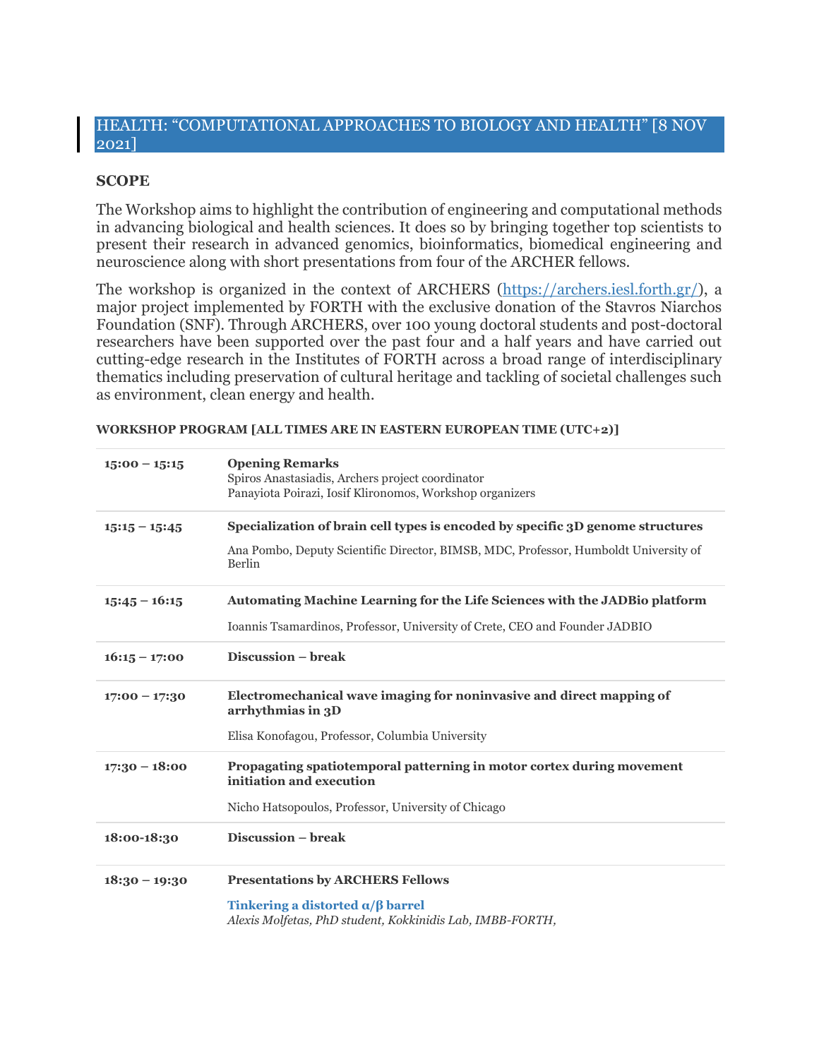## HEALTH: "COMPUTATIONAL APPROACHES TO BIOLOGY AND HEALTH" [8 NOV 2021]

**SCOPE**

The Workshop aims to highlight the contribution of engineering and computational methods in advancing biological and health sciences. It does so by bringing together top scientists to present their research in advanced genomics, bioinformatics, biomedical engineering and neuroscience along with short presentations from four of the ARCHER fellows.

The workshop is organized in the context of ARCHERS (https://archers.iesl.forth.gr/), a major project implemented by FORTH with the exclusive donation of the Stavros Niarchos Foundation (SNF). Through ARCHERS, over 100 young doctoral students and post-doctoral researchers have been supported over the past four and a half years and have carried out cutting-edge research in the Institutes of FORTH across a broad range of interdisciplinary thematics including preservation of cultural heritage and tackling of societal challenges such as environment, clean energy and health.

**WORKSHOP PROGRAM [ALL TIMES ARE IN EASTERN EUROPEAN TIME (UTC+2)]**

| Time | Session |
|---|---|
| **15:00 – 15:15** | **Opening Remarks**<br>Spiros Anastasiadis, Archers project coordinator<br>Panayiota Poirazi, Iosif Klironomos, Workshop organizers |
| **15:15 – 15:45** | **Specialization of brain cell types is encoded by specific 3D genome structures**<br>Ana Pombo, Deputy Scientific Director, BIMSB, MDC, Professor, Humboldt University of Berlin |
| **15:45 – 16:15** | **Automating Machine Learning for the Life Sciences with the JADBio platform**<br>Ioannis Tsamardinos, Professor, University of Crete, CEO and Founder JADBIO |
| **16:15 – 17:00** | **Discussion – break** |
| **17:00 – 17:30** | **Electromechanical wave imaging for noninvasive and direct mapping of arrhythmias in 3D**<br>Elisa Konofagou, Professor, Columbia University |
| **17:30 – 18:00** | **Propagating spatiotemporal patterning in motor cortex during movement initiation and execution**<br>Nicho Hatsopoulos, Professor, University of Chicago |
| **18:00-18:30** | **Discussion – break** |
| **18:30 – 19:30** | **Presentations by ARCHERS Fellows**<br>**Tinkering a distorted α/β barrel**<br>*Alexis Molfetas, PhD student, Kokkinidis Lab, IMBB-FORTH,* |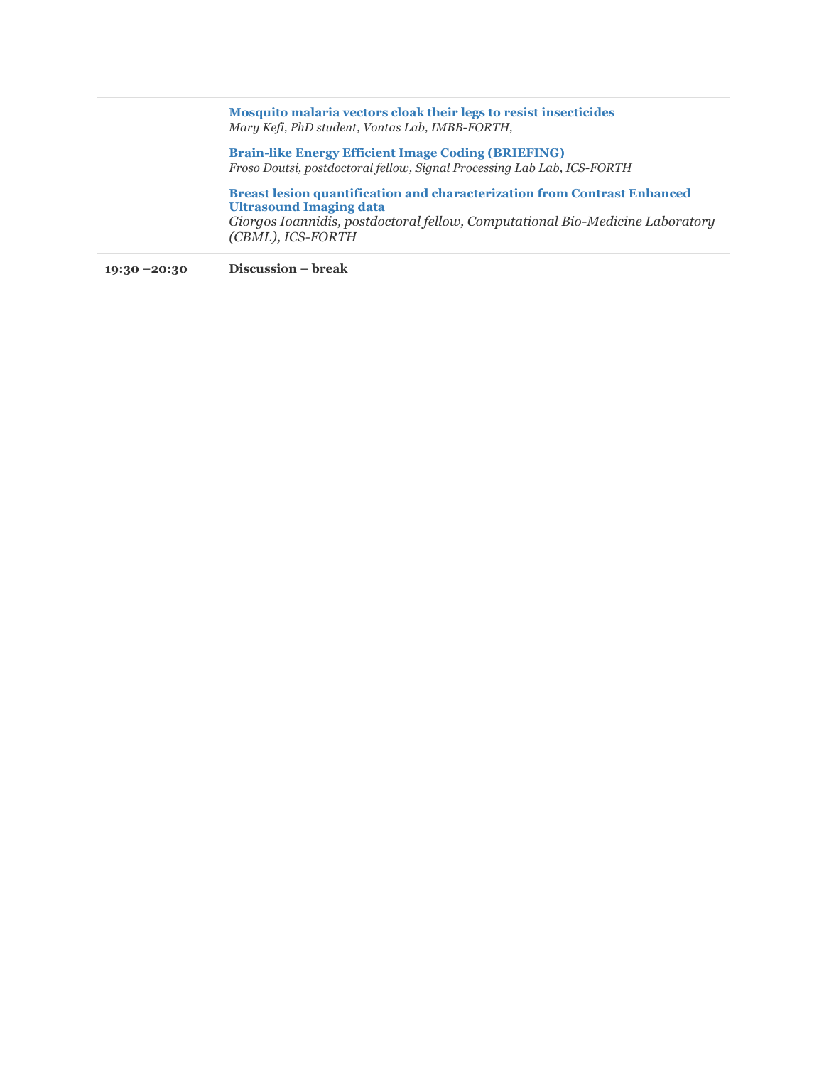| | |
|---|---|
| | **Mosquito malaria vectors cloak their legs to resist insecticides**<br>*Mary Kefi, PhD student, Vontas Lab, IMBB-FORTH,*<br><br>**Brain-like Energy Efficient Image Coding (BRIEFING)**<br>*Froso Doutsi, postdoctoral fellow, Signal Processing Lab Lab, ICS-FORTH*<br><br>**Breast lesion quantification and characterization from Contrast Enhanced Ultrasound Imaging data**<br>*Giorgos Ioannidis, postdoctoral fellow, Computational Bio-Medicine Laboratory (CBML), ICS-FORTH* |
| **19:30 –20:30** | **Discussion – break** |